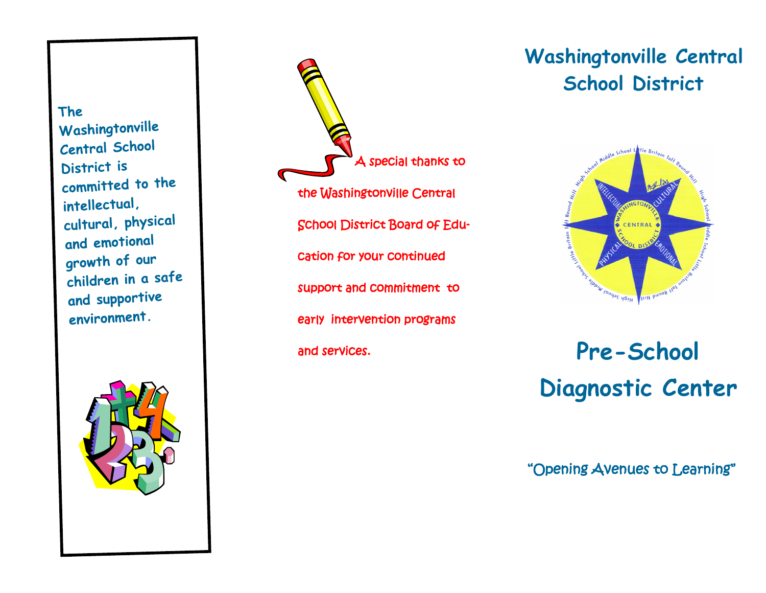The Washingtonville Central School District is committed to the intellectual, cultural, physical and emotional growth of our children in a safe and supportive environment.

A special thanks to the Washingtonville Central School District Board of Education for your continued support and commitment to early intervention programs and services.

# Washingtonville Central School District

# Pre-School Diagnostic Center

"Opening Avenues to Learning"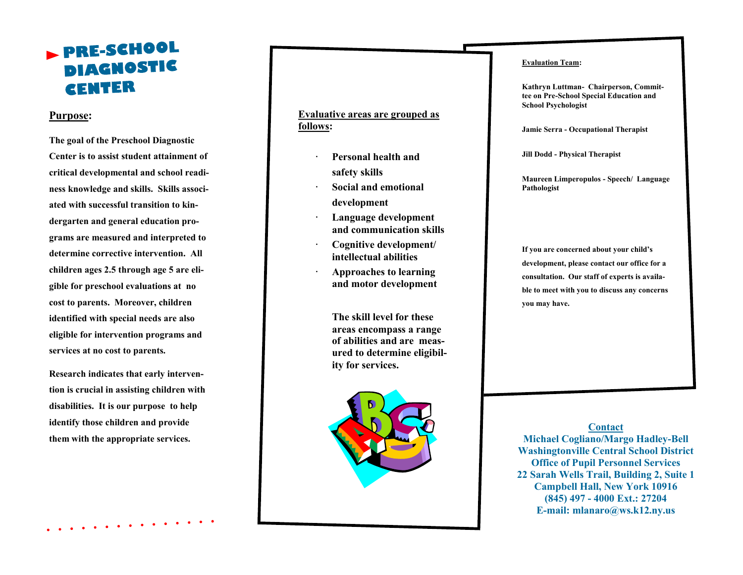# PRE-SCHOOL DIAGNOSTIC CENTER

**Purpose:**

**The goal of the Preschool Diagnostic Center is to assist student attainment of critical developmental and school readiness knowledge and skills. Skills associated with successful transition to kindergarten and general education programs are measured and interpreted to determine corrective intervention. All children ages 2.5 through age 5 are eligible for preschool evaluations at no cost to parents. Moreover, children identified with special needs are also eligible for intervention programs and services at no cost to parents.**

**Research indicates that early intervention is crucial in assisting children with disabilities. It is our purpose to help identify those children and provide them with the appropriate services.**

**Evaluative areas are grouped as follows:**

- **Personal health and safety skills**
- **Social and emotional development**
- **Language development and communication skills**
- **Cognitive development/ intellectual abilities**
- **Approaches to learning and motor development**

**The skill level for these areas encompass a range of abilities and are measured to determine eligibility for services.**

**Evaluation Team:**

**Kathryn Luttman- Chairperson, Committee on Pre-School Special Education and School Psychologist**

**Jamie Serra - Occupational Therapist**

**Jill Dodd - Physical Therapist**

**Maureen Limperopulos - Speech/ Language Pathologist**

**If you are concerned about your child's development, please contact our office for a consultation. Our staff of experts is available to meet with you to discuss any concerns you may have.**

**Contact**
**Michael Cogliano/Margo Hadley-Bell**
**Washingtonville Central School District**
**Office of Pupil Personnel Services**
**22 Sarah Wells Trail, Building 2, Suite 1**
**Campbell Hall, New York 10916**
**(845) 497 - 4000 Ext.: 27204**
**E-mail: mlanaro@ws.k12.ny.us**